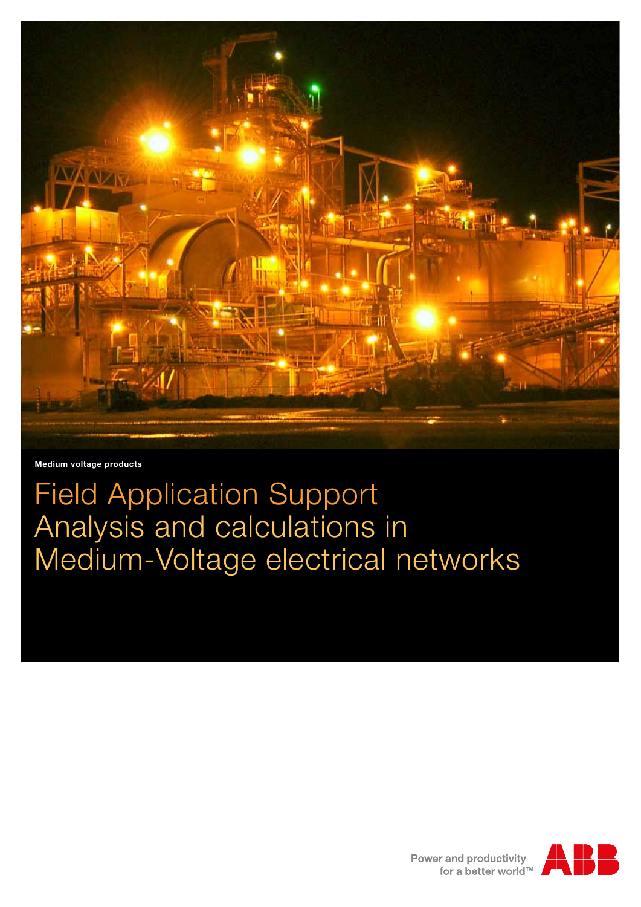Medium voltage products

# Field Application Support
# Analysis and calculations in Medium-Voltage electrical networks

Power and productivity
for a better world™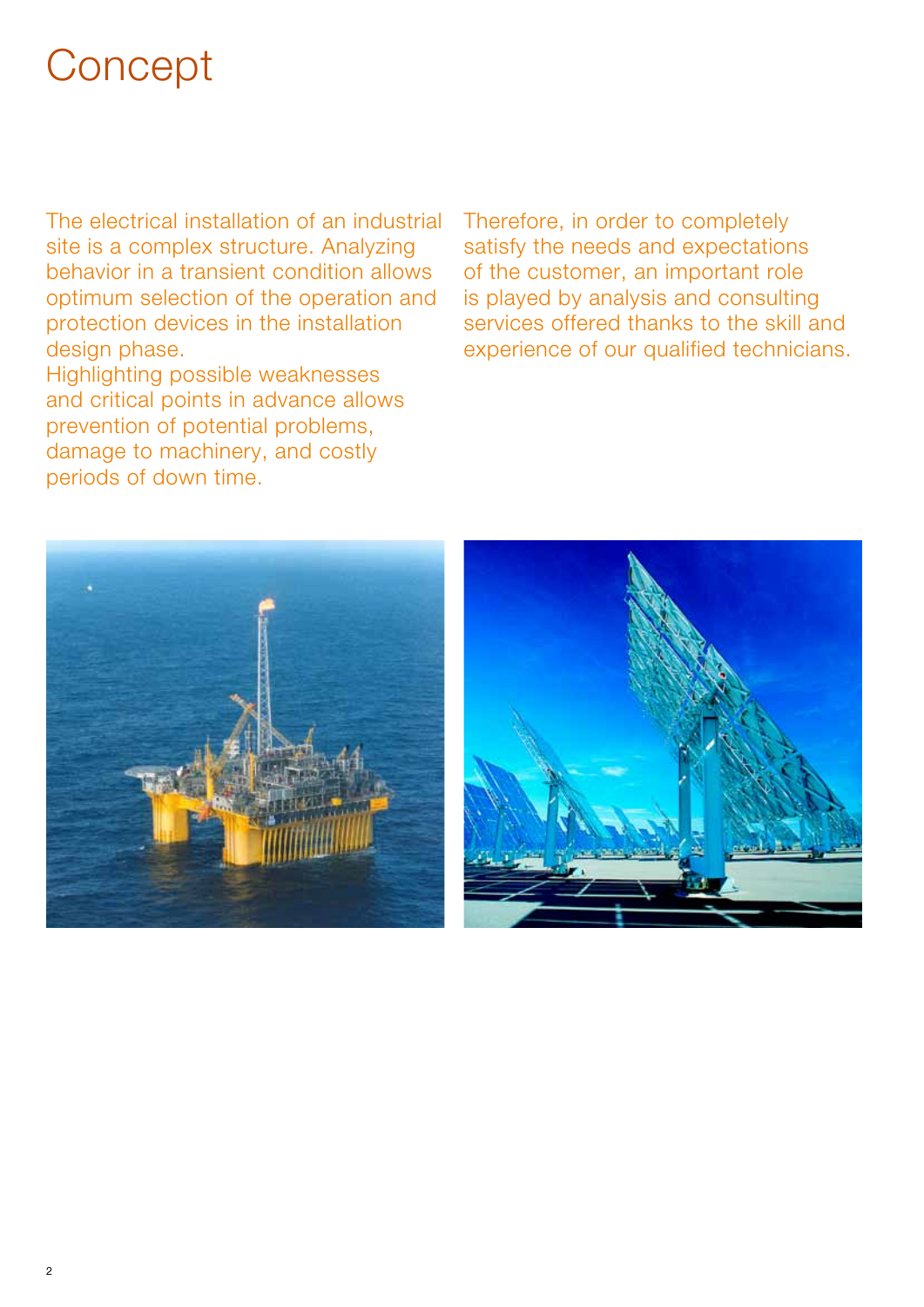# Concept

The electrical installation of an industrial site is a complex structure. Analyzing behavior in a transient condition allows optimum selection of the operation and protection devices in the installation design phase.
Highlighting possible weaknesses and critical points in advance allows prevention of potential problems, damage to machinery, and costly periods of down time.

Therefore, in order to completely satisfy the needs and expectations of the customer, an important role is played by analysis and consulting services offered thanks to the skill and experience of our qualified technicians.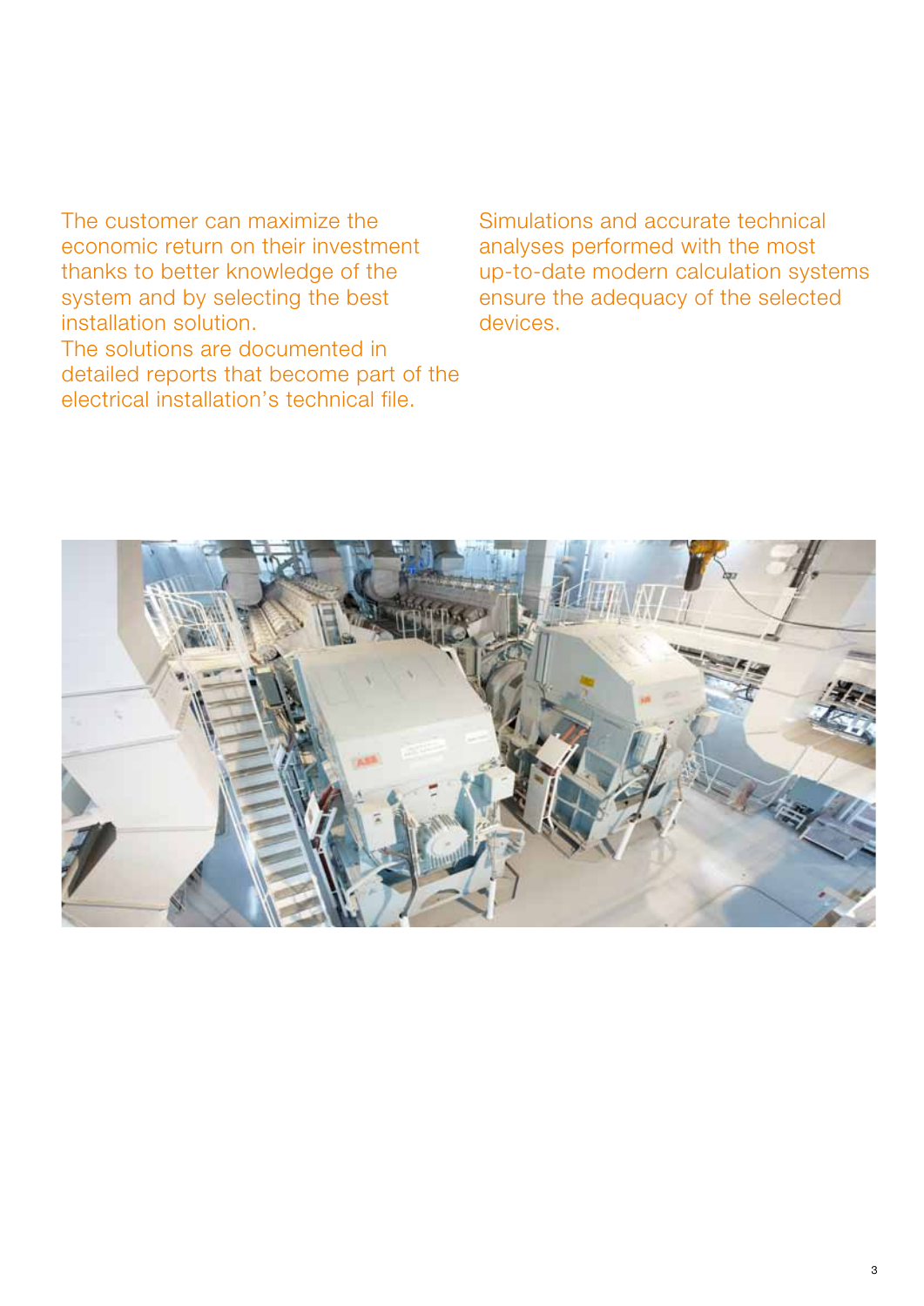The customer can maximize the economic return on their investment thanks to better knowledge of the system and by selecting the best installation solution.
The solutions are documented in detailed reports that become part of the electrical installation's technical file.

Simulations and accurate technical analyses performed with the most up-to-date modern calculation systems ensure the adequacy of the selected devices.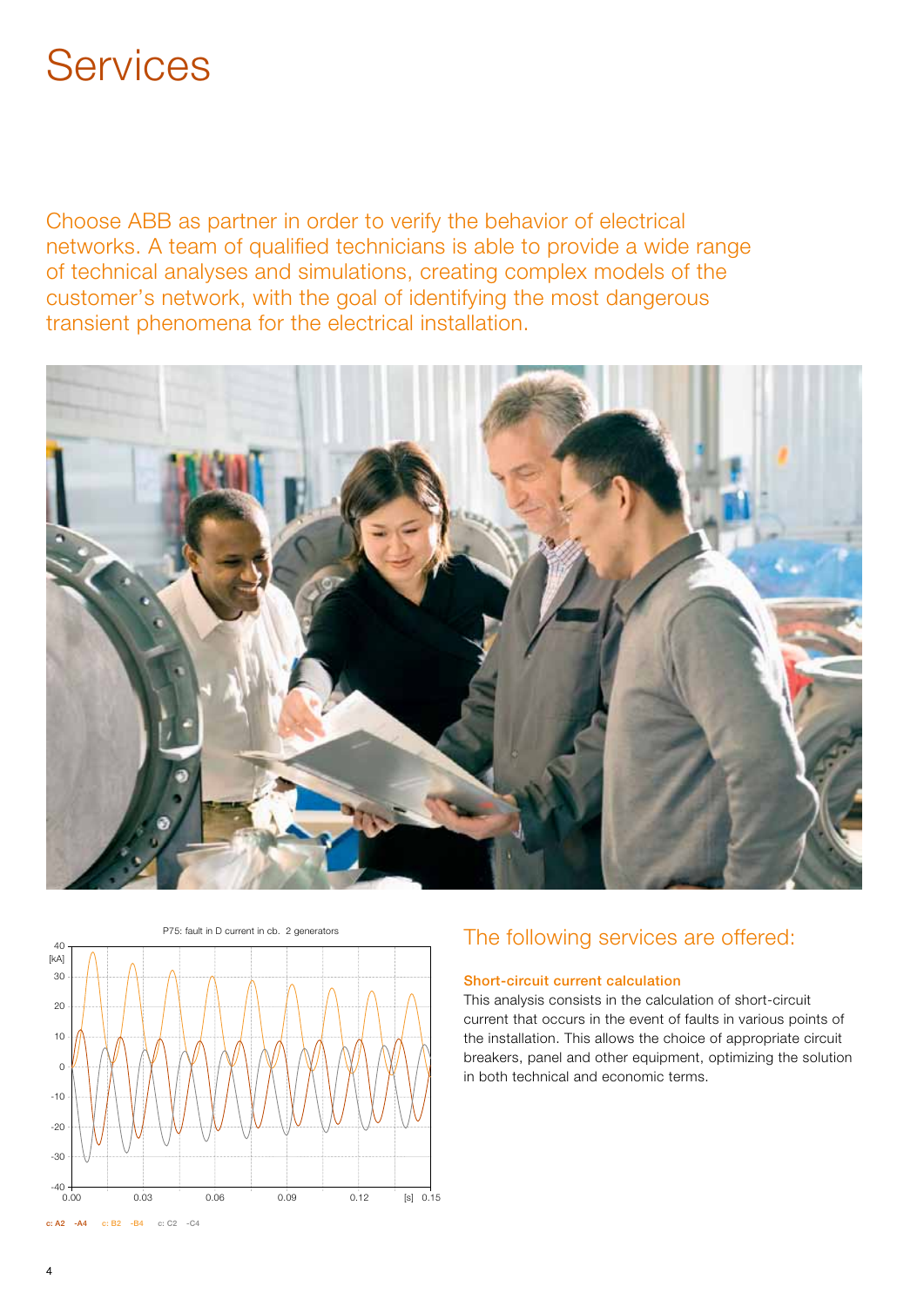# Services

Choose ABB as partner in order to verify the behavior of electrical networks. A team of qualified technicians is able to provide a wide range of technical analyses and simulations, creating complex models of the customer's network, with the goal of identifying the most dangerous transient phenomena for the electrical installation.

## The following services are offered:

### Short-circuit current calculation

This analysis consists in the calculation of short-circuit current that occurs in the event of faults in various points of the installation. This allows the choice of appropriate circuit breakers, panel and other equipment, optimizing the solution in both technical and economic terms.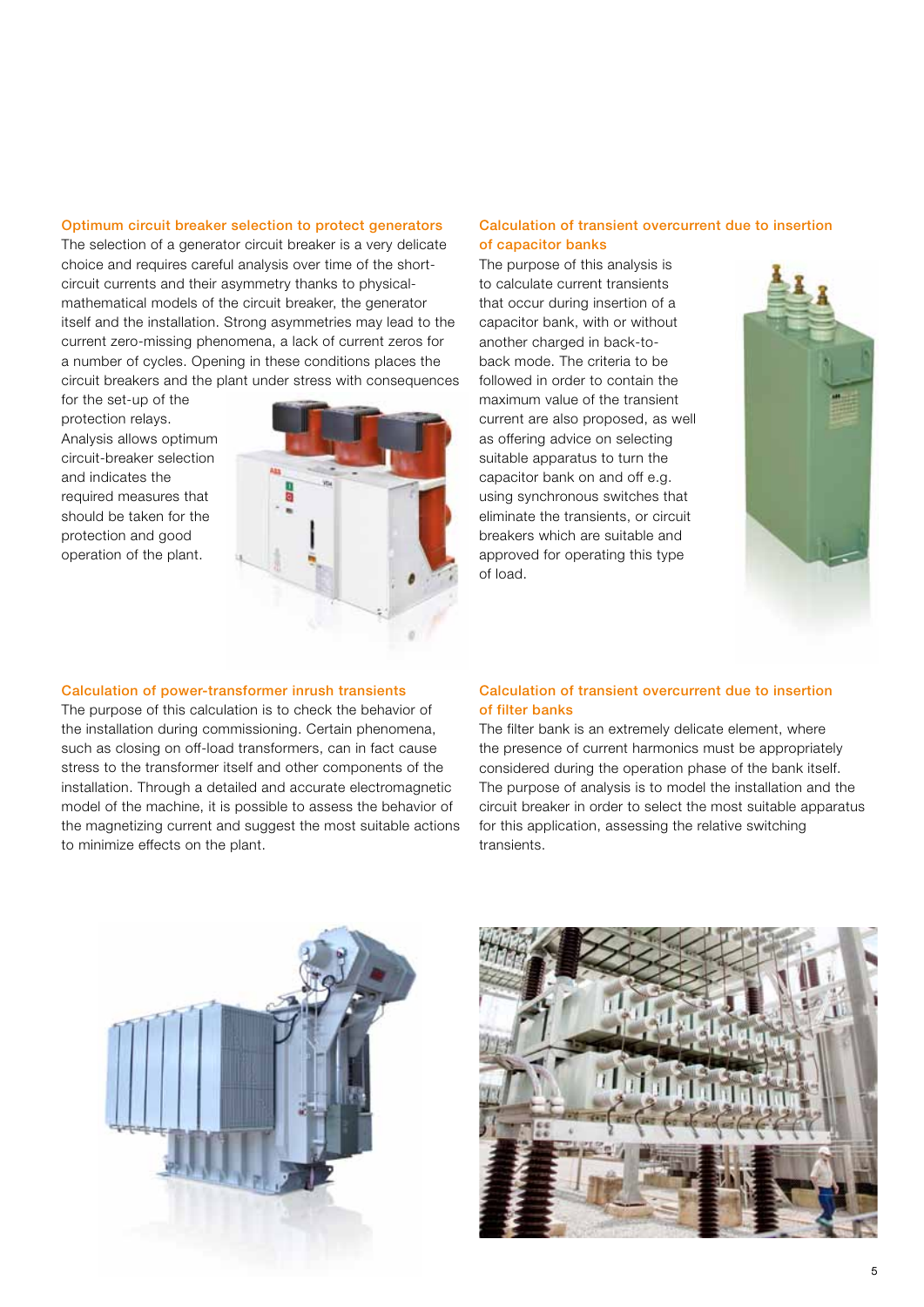## Optimum circuit breaker selection to protect generators

The selection of a generator circuit breaker is a very delicate choice and requires careful analysis over time of the short-circuit currents and their asymmetry thanks to physical-mathematical models of the circuit breaker, the generator itself and the installation. Strong asymmetries may lead to the current zero-missing phenomena, a lack of current zeros for a number of cycles. Opening in these conditions places the circuit breakers and the plant under stress with consequences for the set-up of the protection relays. Analysis allows optimum circuit-breaker selection and indicates the required measures that should be taken for the protection and good operation of the plant.

## Calculation of transient overcurrent due to insertion of capacitor banks

The purpose of this analysis is to calculate current transients that occur during insertion of a capacitor bank, with or without another charged in back-to-back mode. The criteria to be followed in order to contain the maximum value of the transient current are also proposed, as well as offering advice on selecting suitable apparatus to turn the capacitor bank on and off e.g. using synchronous switches that eliminate the transients, or circuit breakers which are suitable and approved for operating this type of load.

## Calculation of power-transformer inrush transients

The purpose of this calculation is to check the behavior of the installation during commissioning. Certain phenomena, such as closing on off-load transformers, can in fact cause stress to the transformer itself and other components of the installation. Through a detailed and accurate electromagnetic model of the machine, it is possible to assess the behavior of the magnetizing current and suggest the most suitable actions to minimize effects on the plant.

## Calculation of transient overcurrent due to insertion of filter banks

The filter bank is an extremely delicate element, where the presence of current harmonics must be appropriately considered during the operation phase of the bank itself. The purpose of analysis is to model the installation and the circuit breaker in order to select the most suitable apparatus for this application, assessing the relative switching transients.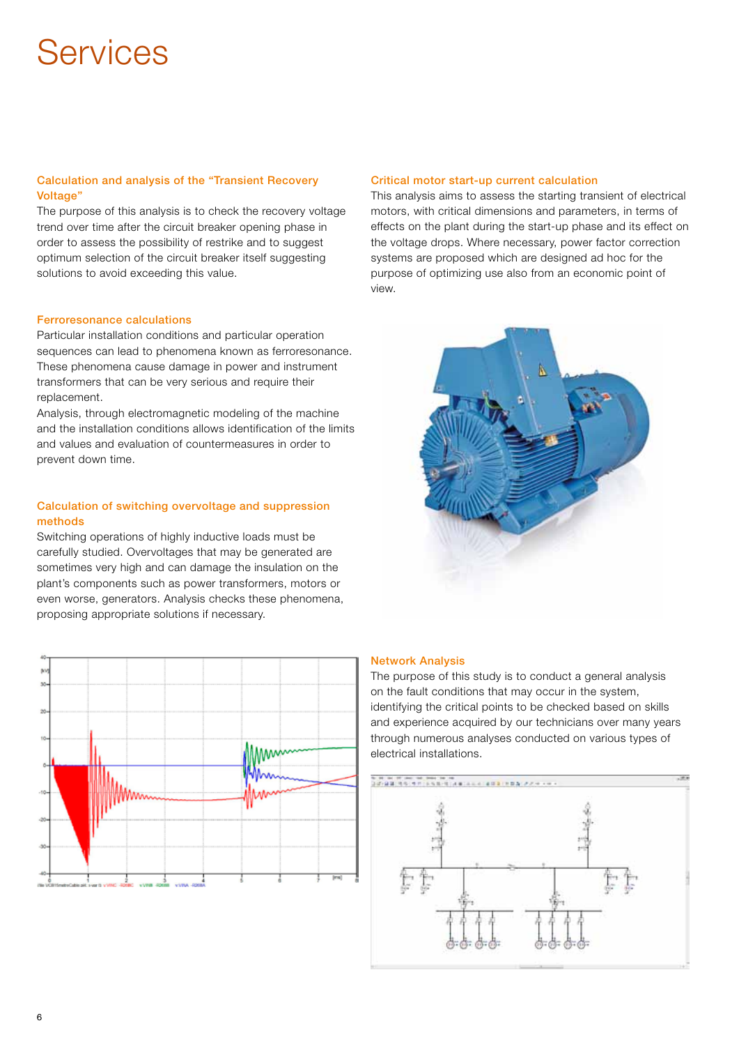# Services

### Calculation and analysis of the "Transient Recovery Voltage"

The purpose of this analysis is to check the recovery voltage trend over time after the circuit breaker opening phase in order to assess the possibility of restrike and to suggest optimum selection of the circuit breaker itself suggesting solutions to avoid exceeding this value.

### Ferroresonance calculations

Particular installation conditions and particular operation sequences can lead to phenomena known as ferroresonance. These phenomena cause damage in power and instrument transformers that can be very serious and require their replacement.
Analysis, through electromagnetic modeling of the machine and the installation conditions allows identification of the limits and values and evaluation of countermeasures in order to prevent down time.

### Calculation of switching overvoltage and suppression methods

Switching operations of highly inductive loads must be carefully studied. Overvoltages that may be generated are sometimes very high and can damage the insulation on the plant's components such as power transformers, motors or even worse, generators. Analysis checks these phenomena, proposing appropriate solutions if necessary.

### Critical motor start-up current calculation

This analysis aims to assess the starting transient of electrical motors, with critical dimensions and parameters, in terms of effects on the plant during the start-up phase and its effect on the voltage drops. Where necessary, power factor correction systems are proposed which are designed ad hoc for the purpose of optimizing use also from an economic point of view.

### Network Analysis

The purpose of this study is to conduct a general analysis on the fault conditions that may occur in the system, identifying the critical points to be checked based on skills and experience acquired by our technicians over many years through numerous analyses conducted on various types of electrical installations.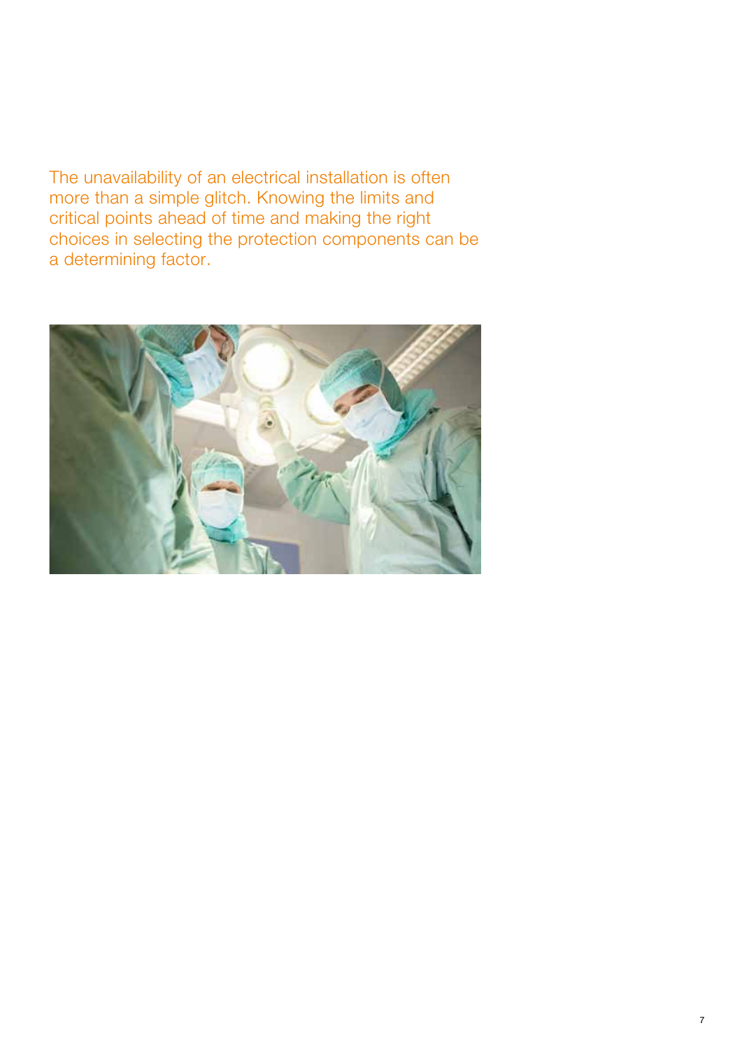The unavailability of an electrical installation is often more than a simple glitch. Knowing the limits and critical points ahead of time and making the right choices in selecting the protection components can be a determining factor.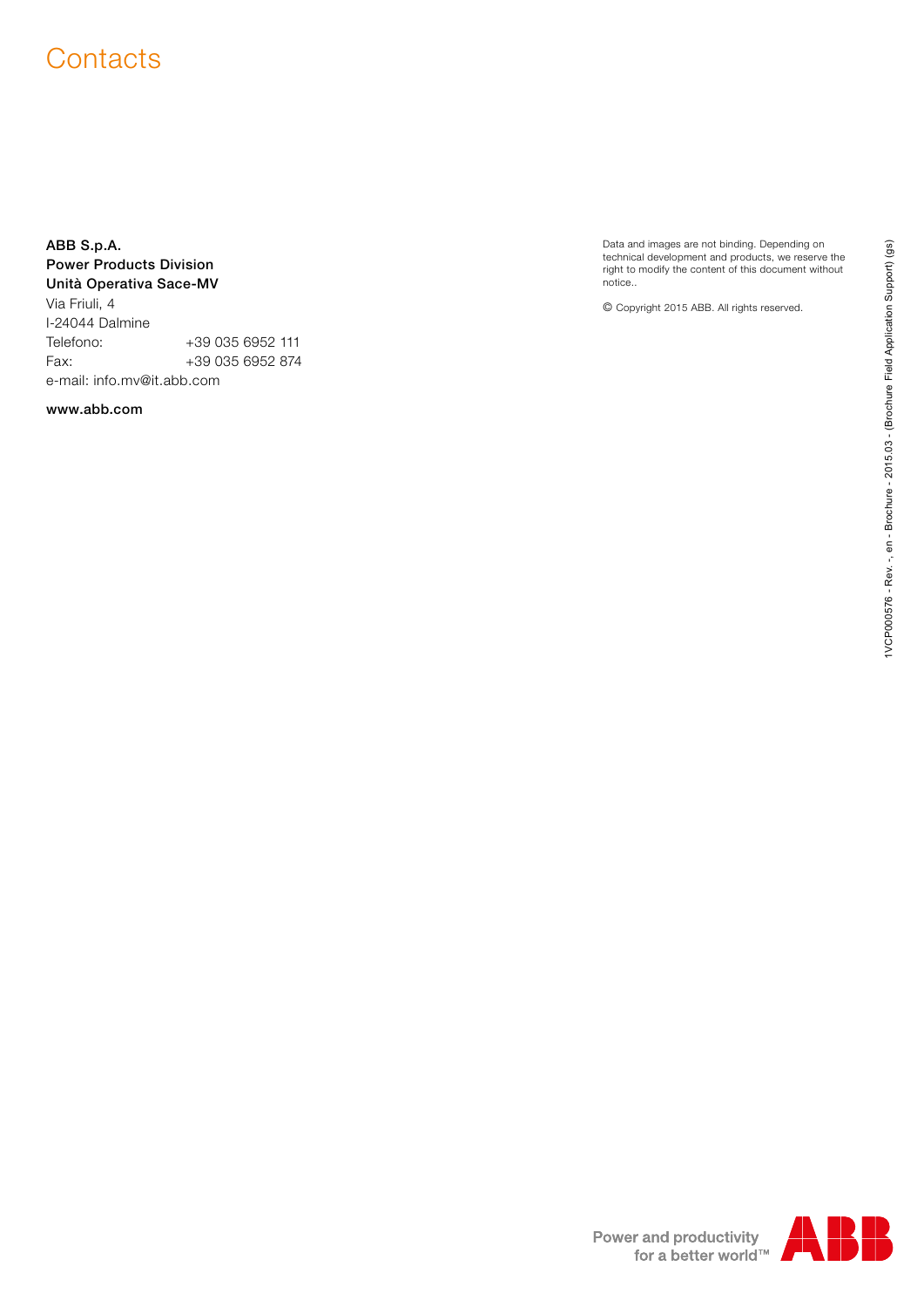# Contacts

**ABB S.p.A.**
**Power Products Division**
**Unità Operativa Sace-MV**
Via Friuli, 4
I-24044 Dalmine
Telefono: +39 035 6952 111
Fax: +39 035 6952 874
e-mail: info.mv@it.abb.com

**www.abb.com**

Data and images are not binding. Depending on technical development and products, we reserve the right to modify the content of this document without notice..

© Copyright 2015 ABB. All rights reserved.

1VCP000576 - Rev. -, en - Brochure - 2015.03 - (Brochure Field Application Support) (gs)

Power and productivity
for a better world™